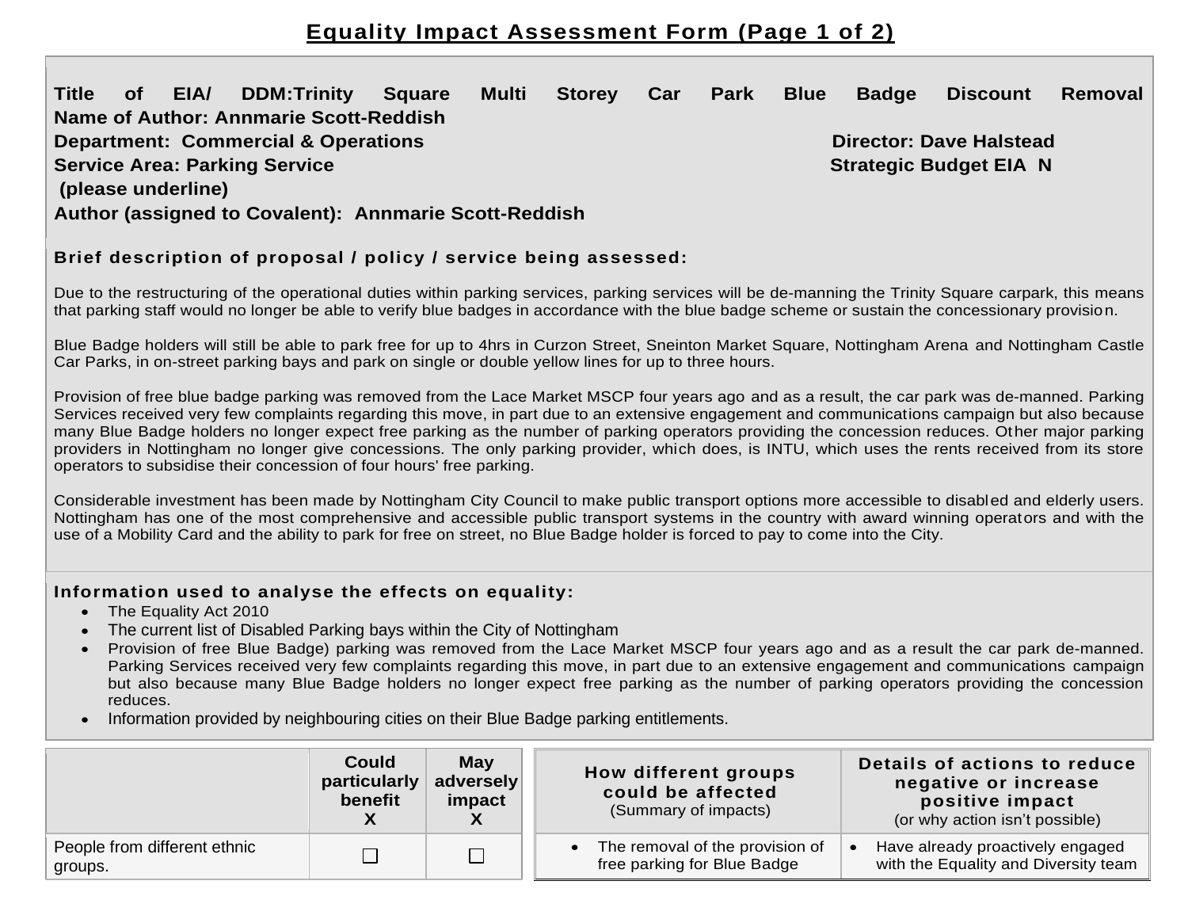# Equality Impact Assessment Form (Page 1 of 2)

**Title of EIA/ DDM:Trinity Square Multi Storey Car Park Blue Badge Discount Removal**
**Name of Author: Annmarie Scott-Reddish**
**Department: Commercial & Operations** **Director: Dave Halstead**
**Service Area: Parking Service** **Strategic Budget EIA N**
**(please underline)**
**Author (assigned to Covalent): Annmarie Scott-Reddish**

**Brief description of proposal / policy / service being assessed:**

Due to the restructuring of the operational duties within parking services, parking services will be de-manning the Trinity Square carpark, this means that parking staff would no longer be able to verify blue badges in accordance with the blue badge scheme or sustain the concessionary provision.

Blue Badge holders will still be able to park free for up to 4hrs in Curzon Street, Sneinton Market Square, Nottingham Arena and Nottingham Castle Car Parks, in on-street parking bays and park on single or double yellow lines for up to three hours.

Provision of free blue badge parking was removed from the Lace Market MSCP four years ago and as a result, the car park was de-manned. Parking Services received very few complaints regarding this move, in part due to an extensive engagement and communications campaign but also because many Blue Badge holders no longer expect free parking as the number of parking operators providing the concession reduces. Other major parking providers in Nottingham no longer give concessions. The only parking provider, which does, is INTU, which uses the rents received from its store operators to subsidise their concession of four hours' free parking.

Considerable investment has been made by Nottingham City Council to make public transport options more accessible to disabled and elderly users. Nottingham has one of the most comprehensive and accessible public transport systems in the country with award winning operators and with the use of a Mobility Card and the ability to park for free on street, no Blue Badge holder is forced to pay to come into the City.

**Information used to analyse the effects on equality:**

- The Equality Act 2010
- The current list of Disabled Parking bays within the City of Nottingham
- Provision of free Blue Badge) parking was removed from the Lace Market MSCP four years ago and as a result the car park de-manned. Parking Services received very few complaints regarding this move, in part due to an extensive engagement and communications campaign but also because many Blue Badge holders no longer expect free parking as the number of parking operators providing the concession reduces.
- Information provided by neighbouring cities on their Blue Badge parking entitlements.

| | Could particularly benefit X | May adversely impact X | How different groups could be affected (Summary of impacts) | Details of actions to reduce negative or increase positive impact (or why action isn't possible) |
|---|---|---|---|---|
| People from different ethnic groups. | ☐ | ☐ | • The removal of the provision of free parking for Blue Badge | • Have already proactively engaged with the Equality and Diversity team |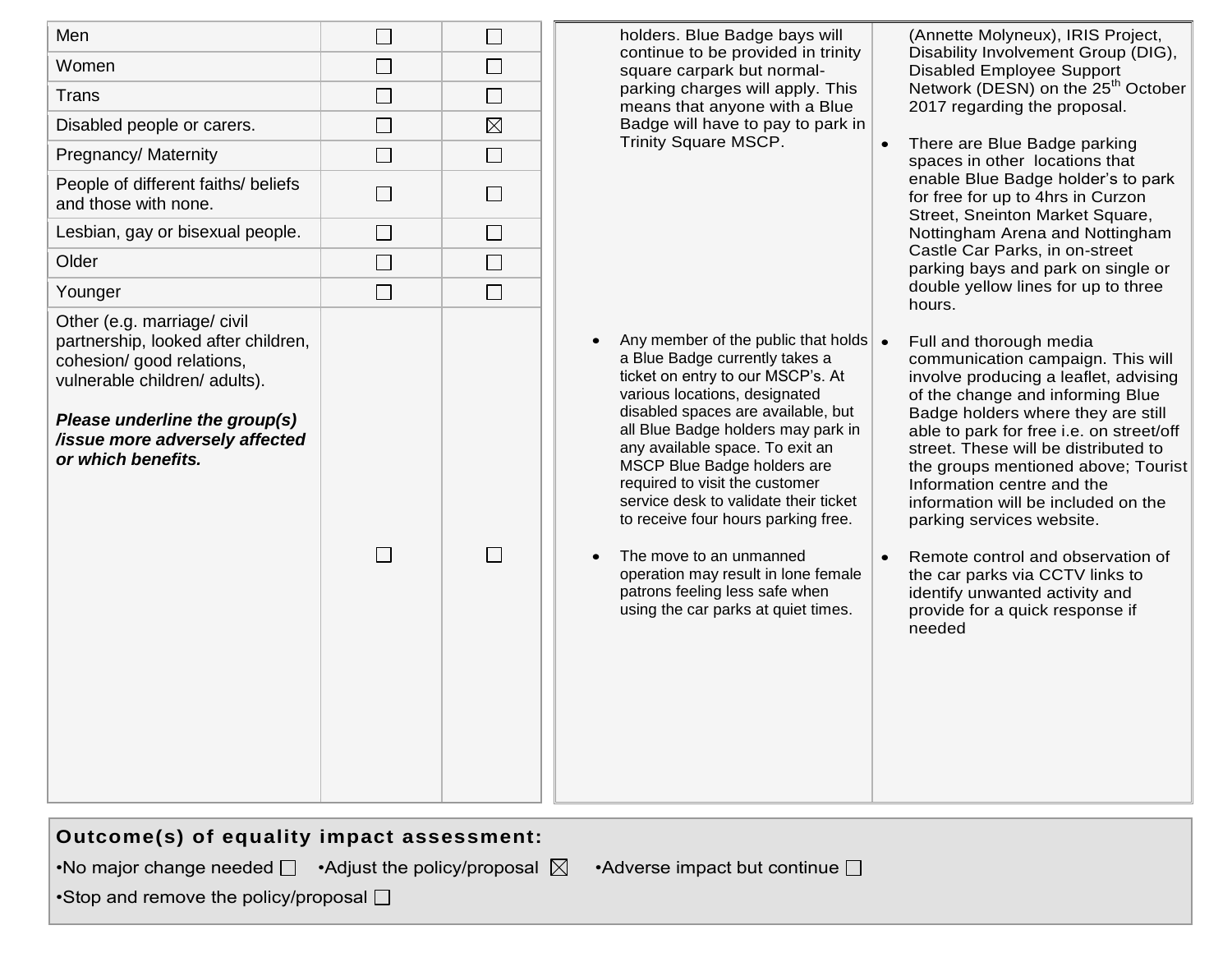| | | |
|---|---|---|
| Men | ☐ | ☐ |
| Women | ☐ | ☐ |
| Trans | ☐ | ☐ |
| Disabled people or carers. | ☐ | ☒ |
| Pregnancy/ Maternity | ☐ | ☐ |
| People of different faiths/ beliefs and those with none. | ☐ | ☐ |
| Lesbian, gay or bisexual people. | ☐ | ☐ |
| Older | ☐ | ☐ |
| Younger | ☐ | ☐ |
| Other (e.g. marriage/ civil partnership, looked after children, cohesion/ good relations, vulnerable children/ adults).<br><br>***Please underline the group(s) /issue more adversely affected or which benefits.*** | ☐ | ☐ |

| | |
|---|---|
| holders. Blue Badge bays will continue to be provided in trinity square carpark but normal-parking charges will apply. This means that anyone with a Blue Badge will have to pay to park in Trinity Square MSCP. | (Annette Molyneux), IRIS Project, Disability Involvement Group (DIG), Disabled Employee Support Network (DESN) on the 25th October 2017 regarding the proposal.<br><br>• There are Blue Badge parking spaces in other locations that enable Blue Badge holder's to park for free for up to 4hrs in Curzon Street, Sneinton Market Square, Nottingham Arena and Nottingham Castle Car Parks, in on-street parking bays and park on single or double yellow lines for up to three hours. |
| • Any member of the public that holds a Blue Badge currently takes a ticket on entry to our MSCP's. At various locations, designated disabled spaces are available, but all Blue Badge holders may park in any available space. To exit an MSCP Blue Badge holders are required to visit the customer service desk to validate their ticket to receive four hours parking free. | • Full and thorough media communication campaign. This will involve producing a leaflet, advising of the change and informing Blue Badge holders where they are still able to park for free i.e. on street/off street. These will be distributed to the groups mentioned above; Tourist Information centre and the information will be included on the parking services website. |
| • The move to an unmanned operation may result in lone female patrons feeling less safe when using the car parks at quiet times. | • Remote control and observation of the car parks via CCTV links to identify unwanted activity and provide for a quick response if needed |

**Outcome(s) of equality impact assessment:**

•No major change needed ☐ •Adjust the policy/proposal ☒ •Adverse impact but continue ☐

•Stop and remove the policy/proposal ☐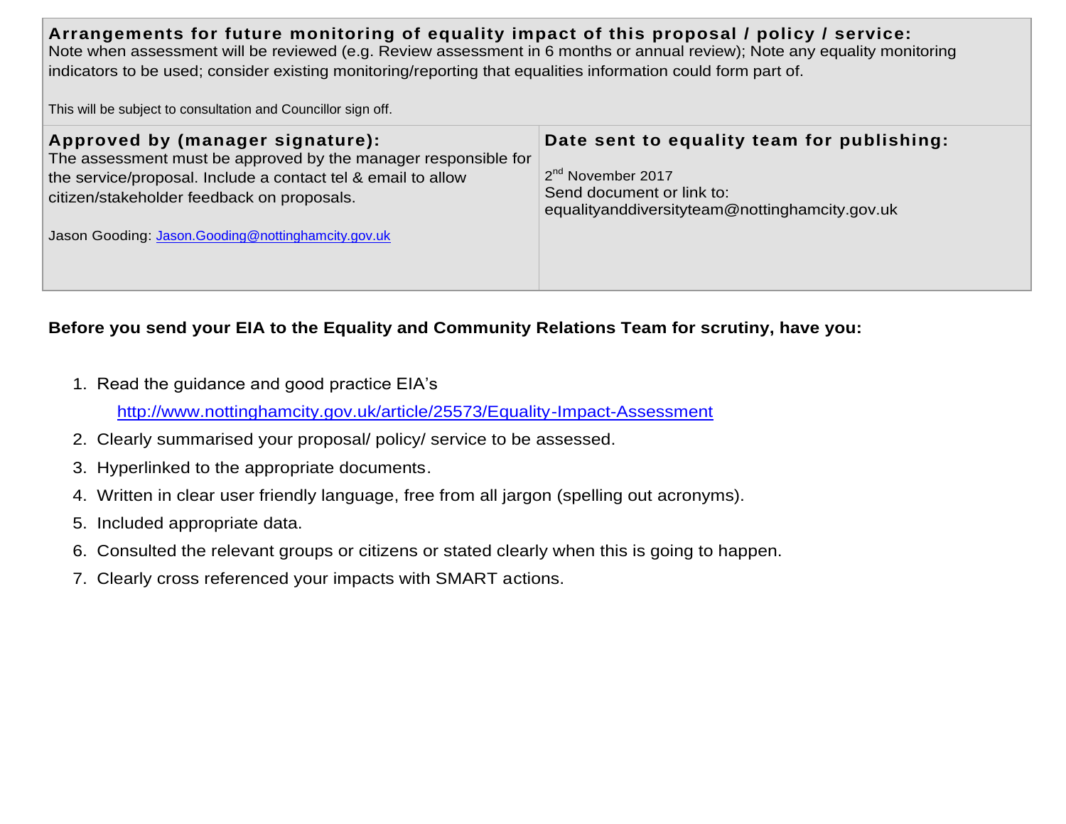| | |
|---|---|
| **Arrangements for future monitoring of equality impact of this proposal / policy / service:**<br>Note when assessment will be reviewed (e.g. Review assessment in 6 months or annual review); Note any equality monitoring indicators to be used; consider existing monitoring/reporting that equalities information could form part of.<br><br>This will be subject to consultation and Councillor sign off. | |
| **Approved by (manager signature):**<br>The assessment must be approved by the manager responsible for the service/proposal. Include a contact tel & email to allow citizen/stakeholder feedback on proposals.<br><br>Jason Gooding: Jason.Gooding@nottinghamcity.gov.uk | **Date sent to equality team for publishing:**<br><br>2nd November 2017<br>Send document or link to:<br>equalityanddiversityteam@nottinghamcity.gov.uk |

**Before you send your EIA to the Equality and Community Relations Team for scrutiny, have you:**

1. Read the guidance and good practice EIA's
   http://www.nottinghamcity.gov.uk/article/25573/Equality-Impact-Assessment
2. Clearly summarised your proposal/ policy/ service to be assessed.
3. Hyperlinked to the appropriate documents.
4. Written in clear user friendly language, free from all jargon (spelling out acronyms).
5. Included appropriate data.
6. Consulted the relevant groups or citizens or stated clearly when this is going to happen.
7. Clearly cross referenced your impacts with SMART actions.